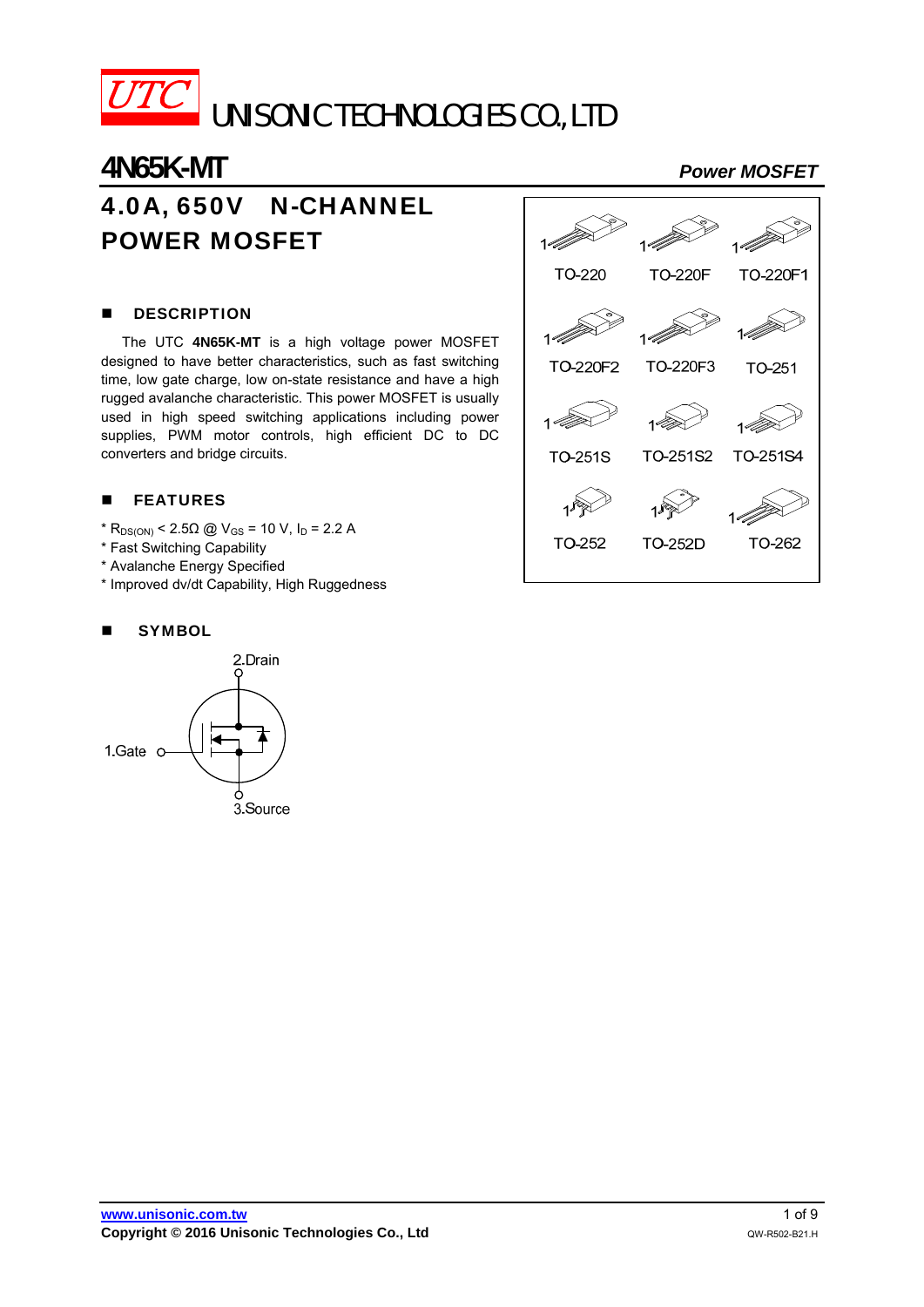UTC UNISONIC TECHNOLOGIES CO., LTD

# 4N65K-MT

*Power MOSFET*

## 4.0A, 650V N-CHANNEL POWER MOSFET

TO-220 TO-220F TO-220F1

TO-220F2 TO-220F3 TO-251

TO-251S TO-251S2 TO-251S4

TO-252 TO-252D TO-262

### ■ DESCRIPTION

The UTC **4N65K-MT** is a high voltage power MOSFET designed to have better characteristics, such as fast switching time, low gate charge, low on-state resistance and have a high rugged avalanche characteristic. This power MOSFET is usually used in high speed switching applications including power supplies, PWM motor controls, high efficient DC to DC converters and bridge circuits.

### ■ FEATURES

* $R_{DS(ON)}$ < 2.5Ω @ $V_{GS}$ = 10 V, $I_D$ = 2.2 A
* Fast Switching Capability
* Avalanche Energy Specified
* Improved dv/dt Capability, High Ruggedness

### ■ SYMBOL

2.Drain

1.Gate

3.Source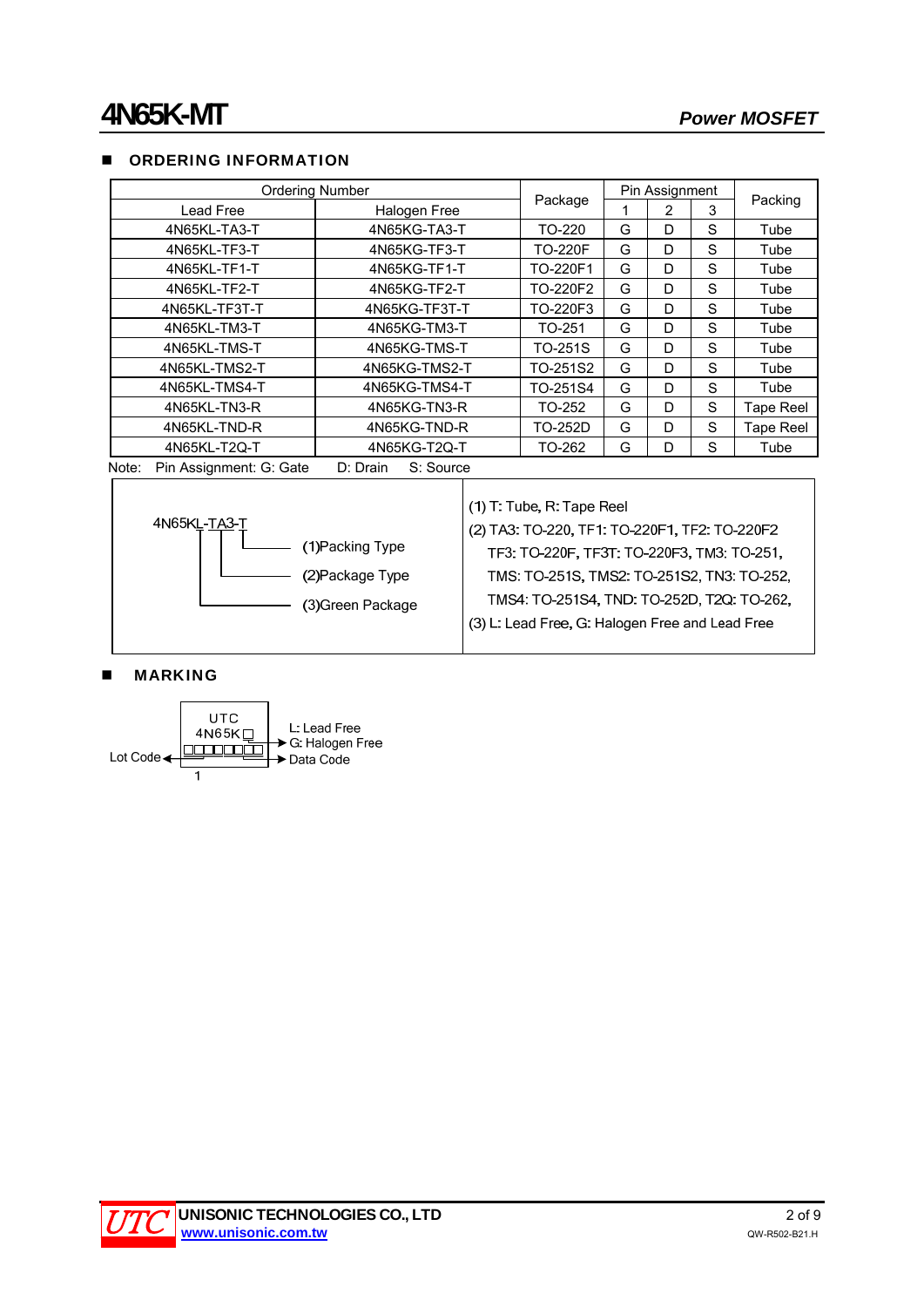## ■ ORDERING INFORMATION

| Ordering Number | | Package | Pin Assignment | | | Packing |
|---|---|---|---|---|---|---|
| Lead Free | Halogen Free | | 1 | 2 | 3 | |
| 4N65KL-TA3-T | 4N65KG-TA3-T | TO-220 | G | D | S | Tube |
| 4N65KL-TF3-T | 4N65KG-TF3-T | TO-220F | G | D | S | Tube |
| 4N65KL-TF1-T | 4N65KG-TF1-T | TO-220F1 | G | D | S | Tube |
| 4N65KL-TF2-T | 4N65KG-TF2-T | TO-220F2 | G | D | S | Tube |
| 4N65KL-TF3T-T | 4N65KG-TF3T-T | TO-220F3 | G | D | S | Tube |
| 4N65KL-TM3-T | 4N65KG-TM3-T | TO-251 | G | D | S | Tube |
| 4N65KL-TMS-T | 4N65KG-TMS-T | TO-251S | G | D | S | Tube |
| 4N65KL-TMS2-T | 4N65KG-TMS2-T | TO-251S2 | G | D | S | Tube |
| 4N65KL-TMS4-T | 4N65KG-TMS4-T | TO-251S4 | G | D | S | Tube |
| 4N65KL-TN3-R | 4N65KG-TN3-R | TO-252 | G | D | S | Tape Reel |
| 4N65KL-TND-R | 4N65KG-TND-R | TO-252D | G | D | S | Tape Reel |
| 4N65KL-T2Q-T | 4N65KG-T2Q-T | TO-262 | G | D | S | Tube |

Note: Pin Assignment: G: Gate D: Drain S: Source

4N65KL-TA3-T

(1)Packing Type

(2)Package Type

(3)Green Package

(1) T: Tube, R: Tape Reel

(2) TA3: TO-220, TF1: TO-220F1, TF2: TO-220F2
TF3: TO-220F, TF3T: TO-220F3, TM3: TO-251,
TMS: TO-251S, TMS2: TO-251S2, TN3: TO-252,
TMS4: TO-251S4, TND: TO-252D, T2Q: TO-262,

(3) L: Lead Free, G: Halogen Free and Lead Free

## ■ MARKING

UTC
4N65K□
□□□□□□□

L: Lead Free
G: Halogen Free

Lot Code

Data Code

1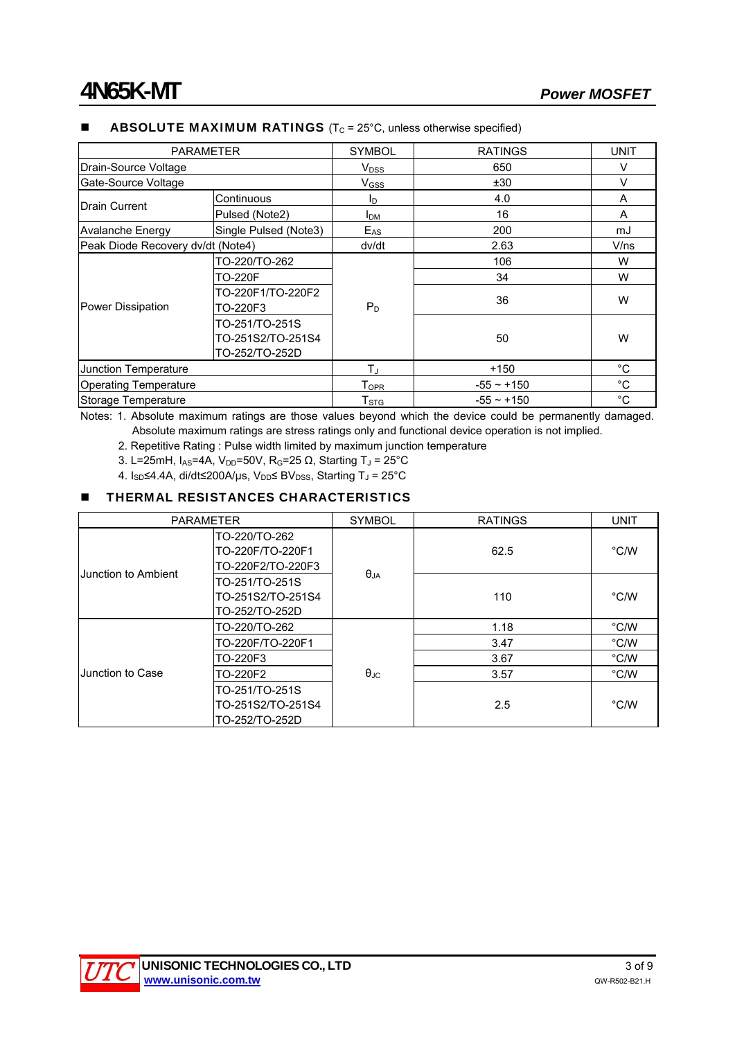## ■ ABSOLUTE MAXIMUM RATINGS ($T_C$ = 25°C, unless otherwise specified)

| PARAMETER | | SYMBOL | RATINGS | UNIT |
|---|---|---|---|---|
| Drain-Source Voltage | | $V_{DSS}$ | 650 | V |
| Gate-Source Voltage | | $V_{GSS}$ | ±30 | V |
| Drain Current | Continuous | $I_D$ | 4.0 | A |
| | Pulsed (Note2) | $I_{DM}$ | 16 | A |
| Avalanche Energy | Single Pulsed (Note3) | $E_{AS}$ | 200 | mJ |
| Peak Diode Recovery dv/dt (Note4) | | dv/dt | 2.63 | V/ns |
| Power Dissipation | TO-220/TO-262 | $P_D$ | 106 | W |
| | TO-220F | | 34 | W |
| | TO-220F1/TO-220F2 TO-220F3 | | 36 | W |
| | TO-251/TO-251S TO-251S2/TO-251S4 TO-252/TO-252D | | 50 | W |
| Junction Temperature | | $T_J$ | +150 | °C |
| Operating Temperature | | $T_{OPR}$ | -55 ~ +150 | °C |
| Storage Temperature | | $T_{STG}$ | -55 ~ +150 | °C |

Notes: 1. Absolute maximum ratings are those values beyond which the device could be permanently damaged. Absolute maximum ratings are stress ratings only and functional device operation is not implied.

2. Repetitive Rating : Pulse width limited by maximum junction temperature

3. L=25mH, $I_{AS}$=4A, $V_{DD}$=50V, $R_G$=25 Ω, Starting $T_J$ = 25°C

4. $I_{SD}$≤4.4A, di/dt≤200A/μs, $V_{DD}$≤ $BV_{DSS}$, Starting $T_J$ = 25°C

## ■ THERMAL RESISTANCES CHARACTERISTICS

| PARAMETER | | SYMBOL | RATINGS | UNIT |
|---|---|---|---|---|
| Junction to Ambient | TO-220/TO-262 TO-220F/TO-220F1 TO-220F2/TO-220F3 | $\theta_{JA}$ | 62.5 | °C/W |
| | TO-251/TO-251S TO-251S2/TO-251S4 TO-252/TO-252D | | 110 | °C/W |
| Junction to Case | TO-220/TO-262 | $\theta_{JC}$ | 1.18 | °C/W |
| | TO-220F/TO-220F1 | | 3.47 | °C/W |
| | TO-220F3 | | 3.67 | °C/W |
| | TO-220F2 | | 3.57 | °C/W |
| | TO-251/TO-251S TO-251S2/TO-251S4 TO-252/TO-252D | | 2.5 | °C/W |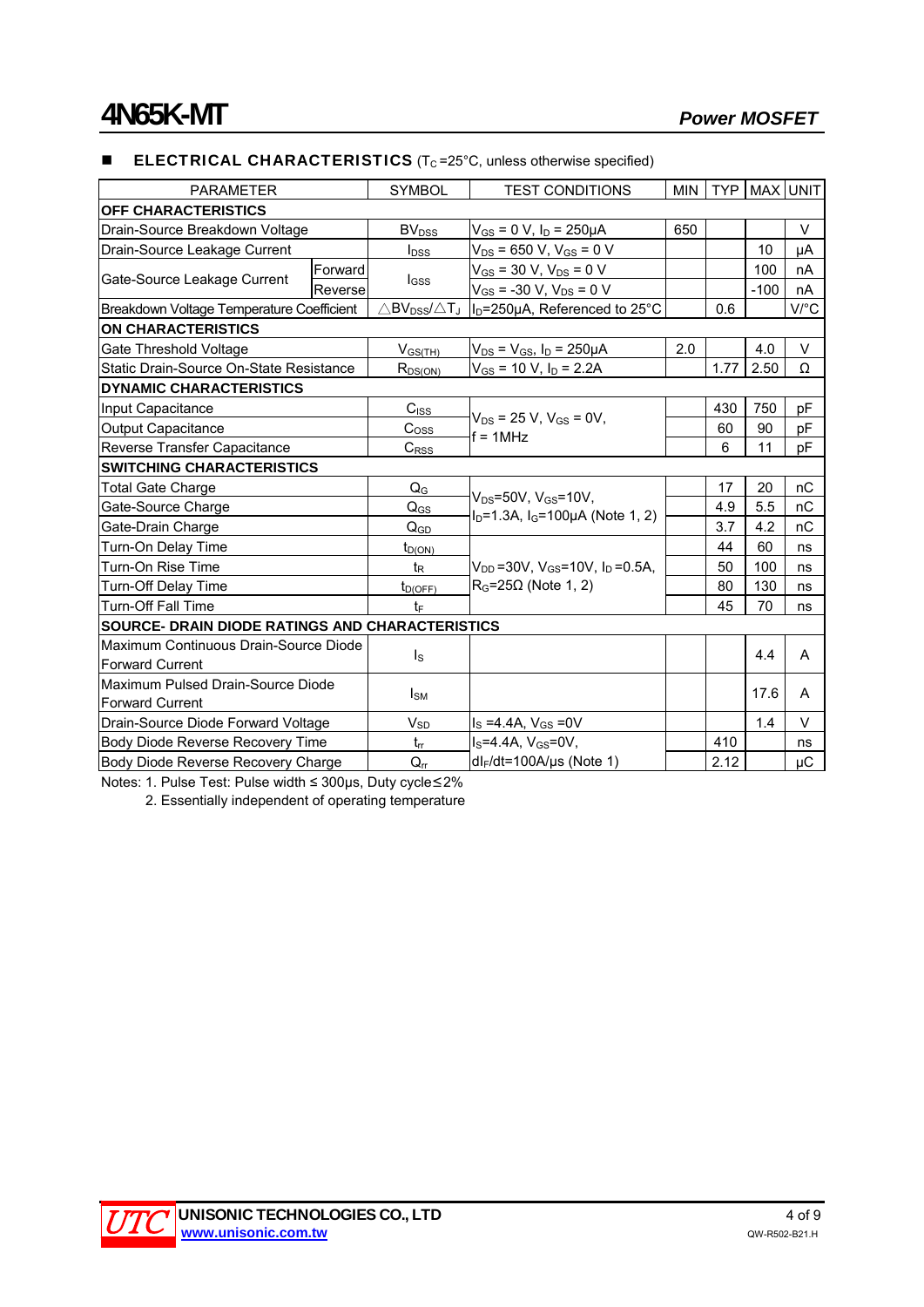## ■ ELECTRICAL CHARACTERISTICS ($T_C$ =25°C, unless otherwise specified)

| PARAMETER | | SYMBOL | TEST CONDITIONS | MIN | TYP | MAX | UNIT |
|---|---|---|---|---|---|---|---|
| **OFF CHARACTERISTICS** | | | | | | | |
| Drain-Source Breakdown Voltage | | $BV_{DSS}$ | $V_{GS}$ = 0 V, $I_D$ = 250μA | 650 | | | V |
| Drain-Source Leakage Current | | $I_{DSS}$ | $V_{DS}$ = 650 V, $V_{GS}$ = 0 V | | | 10 | μA |
| Gate-Source Leakage Current | Forward | $I_{GSS}$ | $V_{GS}$ = 30 V, $V_{DS}$ = 0 V | | | 100 | nA |
| | Reverse | | $V_{GS}$ = -30 V, $V_{DS}$ = 0 V | | | -100 | nA |
| Breakdown Voltage Temperature Coefficient | | $\triangle BV_{DSS}/\triangle T_J$ | $I_D$=250μA, Referenced to 25°C | | 0.6 | | V/°C |
| **ON CHARACTERISTICS** | | | | | | | |
| Gate Threshold Voltage | | $V_{GS(TH)}$ | $V_{DS}$ = $V_{GS}$, $I_D$ = 250μA | 2.0 | | 4.0 | V |
| Static Drain-Source On-State Resistance | | $R_{DS(ON)}$ | $V_{GS}$ = 10 V, $I_D$ = 2.2A | | 1.77 | 2.50 | Ω |
| **DYNAMIC CHARACTERISTICS** | | | | | | | |
| Input Capacitance | | $C_{ISS}$ | $V_{DS}$ = 25 V, $V_{GS}$ = 0V, f = 1MHz | | 430 | 750 | pF |
| Output Capacitance | | $C_{OSS}$ | | | 60 | 90 | pF |
| Reverse Transfer Capacitance | | $C_{RSS}$ | | | 6 | 11 | pF |
| **SWITCHING CHARACTERISTICS** | | | | | | | |
| Total Gate Charge | | $Q_G$ | $V_{DS}$=50V, $V_{GS}$=10V, $I_D$=1.3A, $I_G$=100μA (Note 1, 2) | | 17 | 20 | nC |
| Gate-Source Charge | | $Q_{GS}$ | | | 4.9 | 5.5 | nC |
| Gate-Drain Charge | | $Q_{GD}$ | | | 3.7 | 4.2 | nC |
| Turn-On Delay Time | | $t_{D(ON)}$ | $V_{DD}$ =30V, $V_{GS}$=10V, $I_D$ =0.5A, $R_G$=25Ω (Note 1, 2) | | 44 | 60 | ns |
| Turn-On Rise Time | | $t_R$ | | | 50 | 100 | ns |
| Turn-Off Delay Time | | $t_{D(OFF)}$ | | | 80 | 130 | ns |
| Turn-Off Fall Time | | $t_F$ | | | 45 | 70 | ns |
| **SOURCE- DRAIN DIODE RATINGS AND CHARACTERISTICS** | | | | | | | |
| Maximum Continuous Drain-Source Diode Forward Current | | $I_S$ | | | | 4.4 | A |
| Maximum Pulsed Drain-Source Diode Forward Current | | $I_{SM}$ | | | | 17.6 | A |
| Drain-Source Diode Forward Voltage | | $V_{SD}$ | $I_S$ =4.4A, $V_{GS}$ =0V | | | 1.4 | V |
| Body Diode Reverse Recovery Time | | $t_{rr}$ | $I_S$=4.4A, $V_{GS}$=0V, $dI_F/dt$=100A/μs (Note 1) | | 410 | | ns |
| Body Diode Reverse Recovery Charge | | $Q_{rr}$ | | | 2.12 | | μC |

Notes: 1. Pulse Test: Pulse width ≤ 300μs, Duty cycle≤2%

2. Essentially independent of operating temperature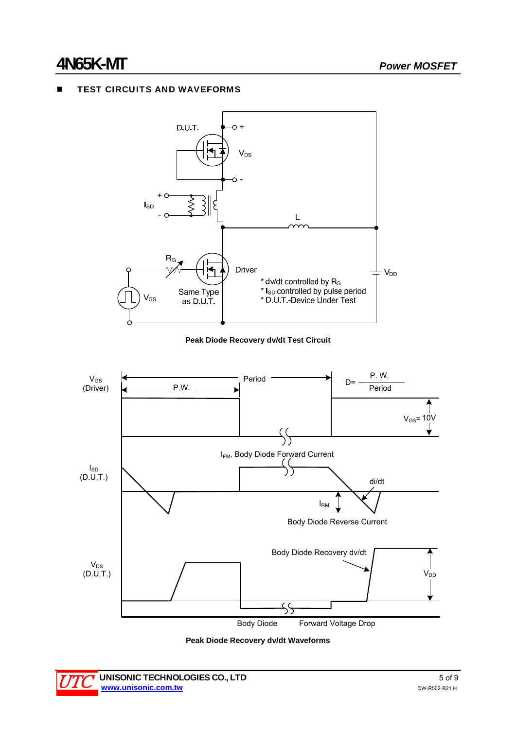## TEST CIRCUITS AND WAVEFORMS

D.U.T.

$V_{DS}$

$I_{SD}$

L

$R_G$

Driver

$V_{DD}$

$V_{GS}$

Same Type as D.U.T.

* dv/dt controlled by $R_G$
* $I_{SD}$ controlled by pulse period
* D.U.T.-Device Under Test

**Peak Diode Recovery dv/dt Test Circuit**

$V_{GS}$ (Driver)

Period

P.W.

$D = \frac{P.W.}{Period}$

$V_{GS}$= 10V

$I_{SD}$ (D.U.T.)

$I_{FM}$, Body Diode Forward Current

di/dt

$I_{RM}$

Body Diode Reverse Current

$V_{DS}$ (D.U.T.)

Body Diode Recovery dv/dt

$V_{DD}$

Body Diode Forward Voltage Drop

**Peak Diode Recovery dv/dt Waveforms**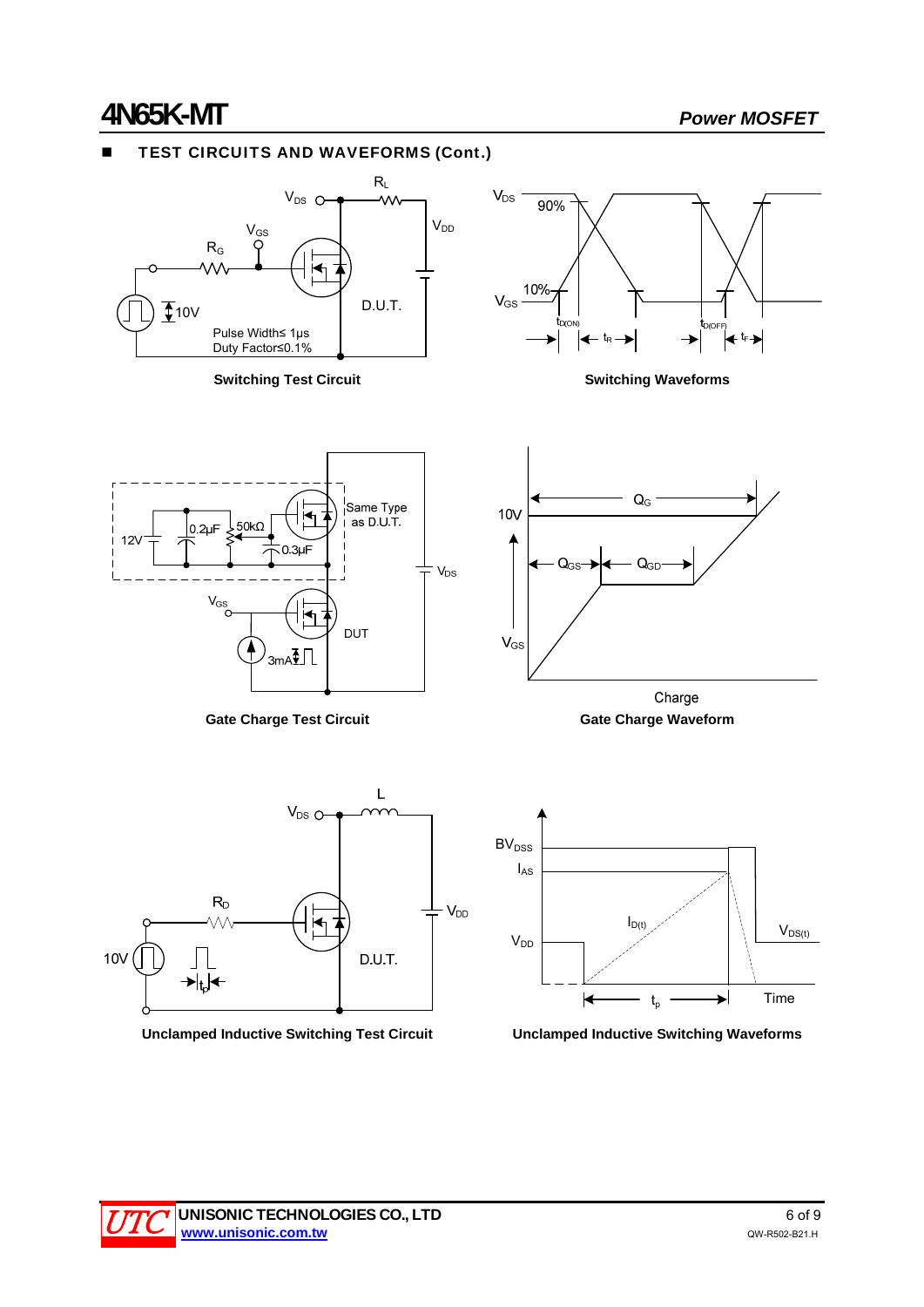## TEST CIRCUITS AND WAVEFORMS (Cont.)

$V_{DS}$
$R_L$
$V_{GS}$
$R_G$
$V_{DD}$
10V
D.U.T.
Pulse Width≤ 1μs
Duty Factor≤0.1%

**Switching Test Circuit**

$V_{DS}$
90%
10%
$V_{GS}$
$t_{D(ON)}$
$t_R$
$t_{D(OFF)}$
$t_F$

**Switching Waveforms**

12V
0.2μF
50kΩ
0.3μF
Same Type as D.U.T.
$V_{DS}$
$V_{GS}$
DUT
3mA

**Gate Charge Test Circuit**

$Q_G$
10V
$Q_{GS}$
$Q_{GD}$
$V_{GS}$
Charge

**Gate Charge Waveform**

$V_{DS}$
L
$R_D$
$V_{DD}$
10V
$t_p$
D.U.T.

**Unclamped Inductive Switching Test Circuit**

$BV_{DSS}$
$I_{AS}$
$I_{D(t)}$
$V_{DD}$
$V_{DS(t)}$
$t_p$
Time

**Unclamped Inductive Switching Waveforms**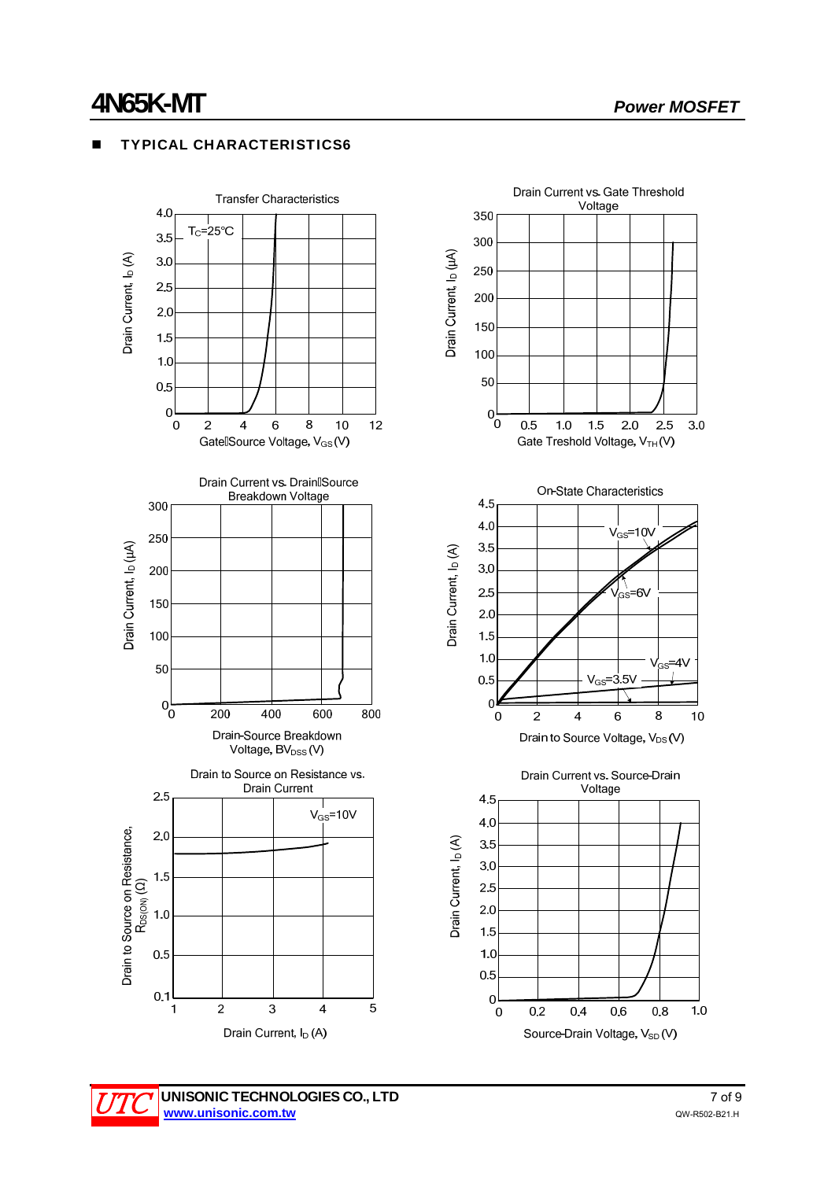## ■ TYPICAL CHARACTERISTICS6

Transfer Characteristics

$T_C$=25°C

Drain Current, $I_D$ (A)

4.0 3.5 3.0 2.5 2.0 1.5 1.0 0.5 0

0 2 4 6 8 10 12

Gate-Source Voltage, $V_{GS}$ (V)

Drain Current vs. Gate Threshold Voltage

Drain Current, $I_D$ (μA)

350 300 250 200 150 100 50 0

0 0.5 1.0 1.5 2.0 2.5 3.0

Gate Treshold Voltage, $V_{TH}$ (V)

Drain Current vs. Drain-Source Breakdown Voltage

Drain Current, $I_D$ (μA)

300 250 200 150 100 50 0

0 200 400 600 800

Drain-Source Breakdown Voltage, $BV_{DSS}$ (V)

On-State Characteristics

$V_{GS}$=10V

$V_{GS}$=6V

$V_{GS}$=4V

$V_{GS}$=3.5V

Drain Current, $I_D$ (A)

4.5 4.0 3.5 3.0 2.5 2.0 1.5 1.0 0.5 0

0 2 4 6 8 10

Drain to Source Voltage, $V_{DS}$ (V)

Drain to Source on Resistance vs. Drain Current

$V_{GS}$=10V

Drain to Source on Resistance, $R_{DS(ON)}$ (Ω)

2.5 2.0 1.5 1.0 0.5 0.1

1 2 3 4 5

Drain Current, $I_D$ (A)

Drain Current vs. Source-Drain Voltage

Drain Current, $I_D$ (A)

4.5 4.0 3.5 3.0 2.5 2.0 1.5 1.0 0.5 0

0 0.2 0.4 0.6 0.8 1.0

Source-Drain Voltage, $V_{SD}$ (V)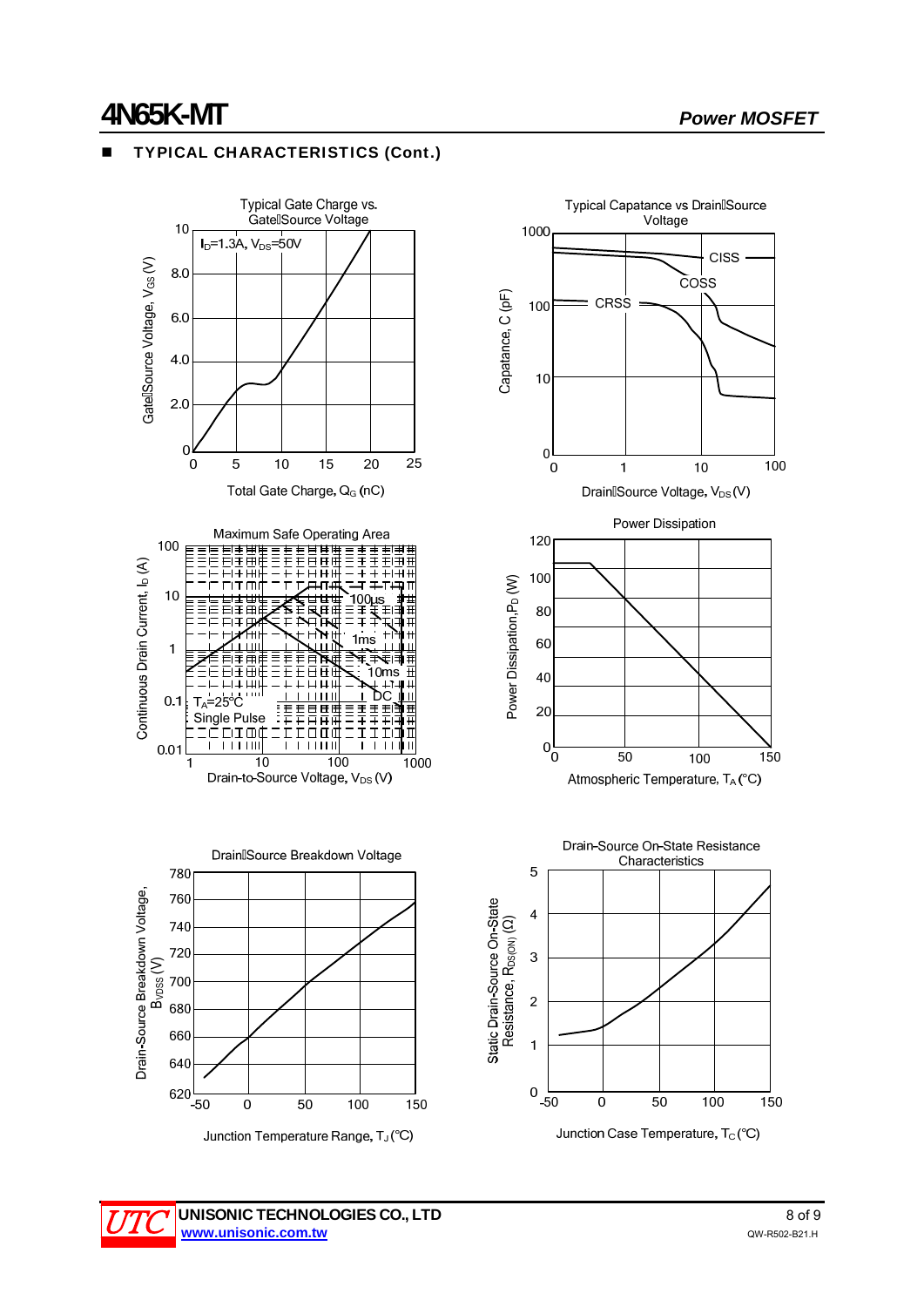## ■ TYPICAL CHARACTERISTICS (Cont.)

Typical Gate Charge vs. Gate-Source Voltage

$I_D$=1.3A, $V_{DS}$=50V

Gate-Source Voltage, $V_{GS}$ (V)

10
8.0
6.0
4.0
2.0
0

0 5 10 15 20 25

Total Gate Charge, $Q_G$ (nC)

Typical Capatance vs Drain-Source Voltage

Capatance, C (pF)

1000
100
10
0

0 1 10 100

CISS
COSS
CRSS

Drain-Source Voltage, $V_{DS}$(V)

Maximum Safe Operating Area

Continuous Drain Current, $I_D$ (A)

100
10
1
0.1
0.01

1 10 100 1000

100µs
1ms
10ms
DC

$T_A$=25°C
Single Pulse

Drain-to-Source Voltage, $V_{DS}$ (V)

Power Dissipation

Power Dissipation, $P_D$ (W)

120
100
80
60
40
20
0

0 50 100 150

Atmospheric Temperature, $T_A$ (°C)

Drain-Source Breakdown Voltage

Drain-Source Breakdown Voltage, $B_{VDSS}$ (V)

780
760
740
720
700
680
660
640
620

-50 0 50 100 150

Junction Temperature Range, $T_J$ (°C)

Drain-Source On-State Resistance Characteristics

Static Drain-Source On-State Resistance, $R_{DS(ON)}$ (Ω)

5
4
3
2
1
0

-50 0 50 100 150

Junction Case Temperature, $T_C$ (°C)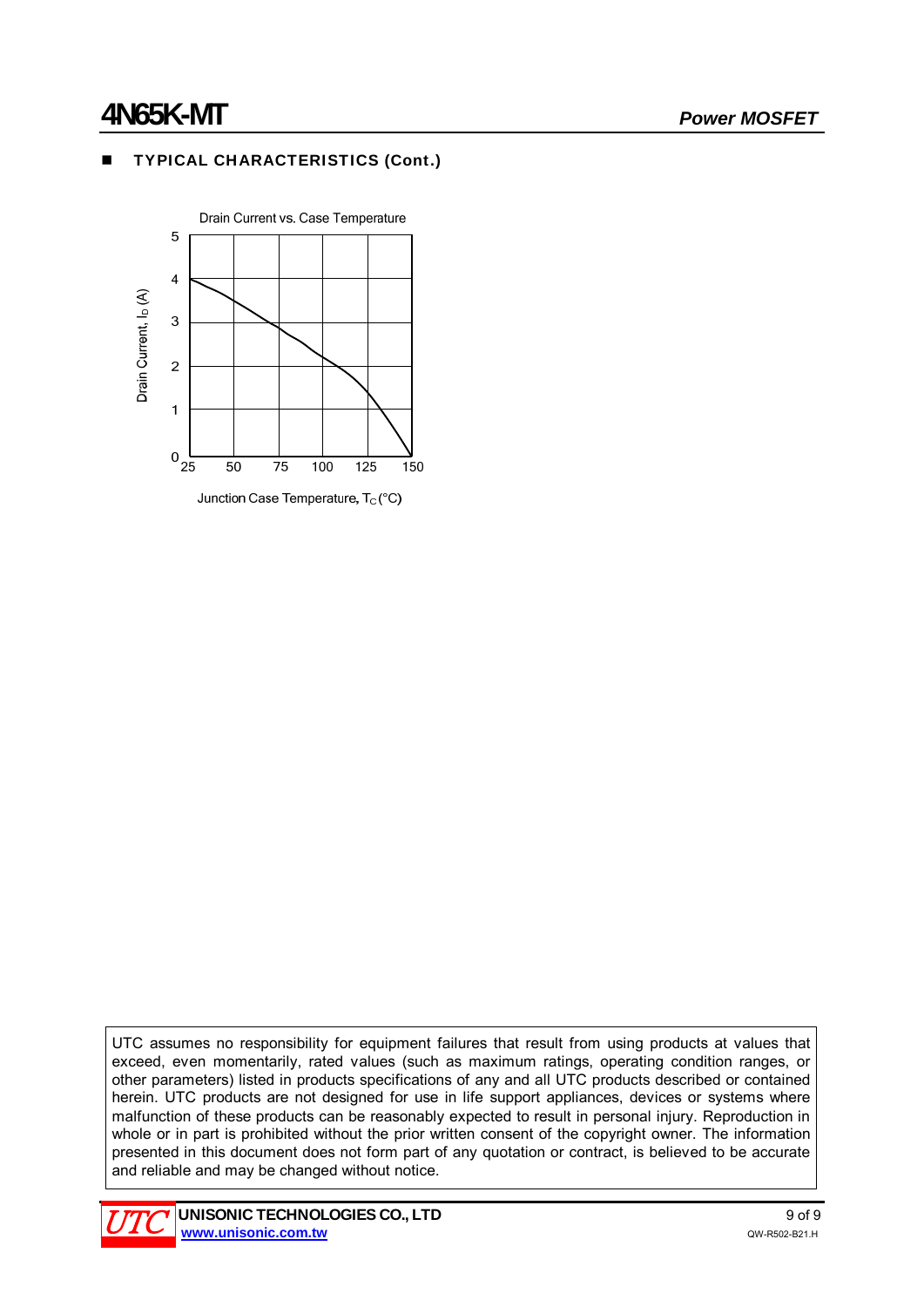## TYPICAL CHARACTERISTICS (Cont.)

Drain Current vs. Case Temperature

Drain Current, $I_D$ (A)

5
4
3
2
1
0

25 50 75 100 125 150

Junction Case Temperature, $T_C$ (°C)

UTC assumes no responsibility for equipment failures that result from using products at values that exceed, even momentarily, rated values (such as maximum ratings, operating condition ranges, or other parameters) listed in products specifications of any and all UTC products described or contained herein. UTC products are not designed for use in life support appliances, devices or systems where malfunction of these products can be reasonably expected to result in personal injury. Reproduction in whole or in part is prohibited without the prior written consent of the copyright owner. The information presented in this document does not form part of any quotation or contract, is believed to be accurate and reliable and may be changed without notice.